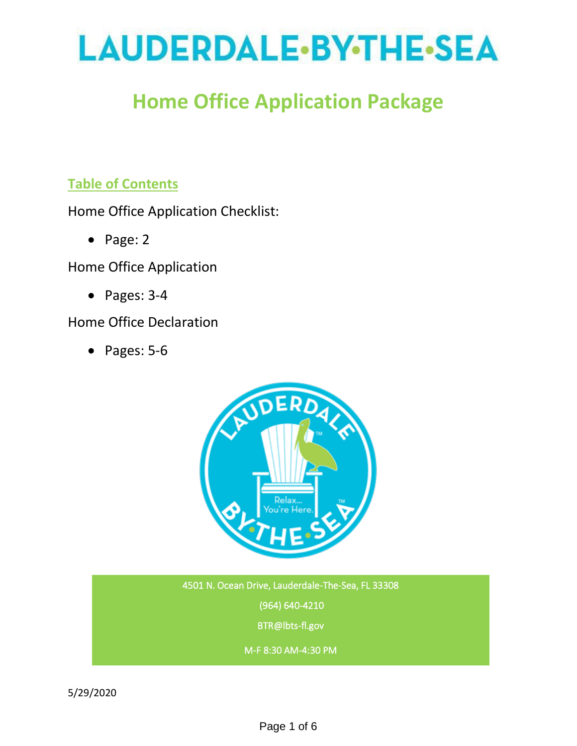# LAUDERDALE·BY·THE·SEA

# Home Office Application Package

## Table of Contents

Home Office Application Checklist:

- Page: 2

Home Office Application

- Pages: 3-4

Home Office Declaration

- Pages: 5-6

4501 N. Ocean Drive, Lauderdale-The-Sea, FL 33308

(964) 640-4210

BTR@lbts-fl.gov

M-F 8:30 AM-4:30 PM

5/29/2020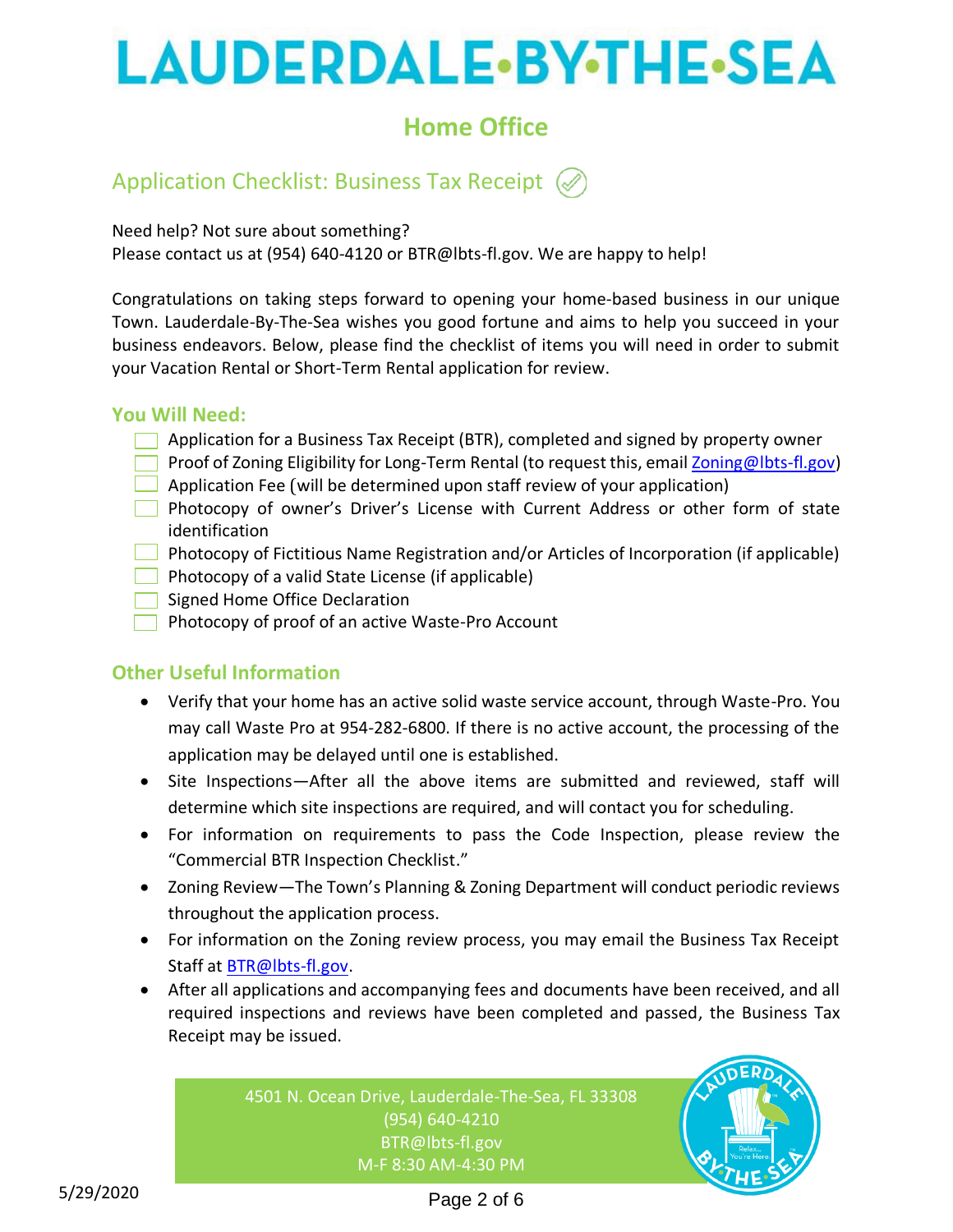# LAUDERDALE·BY·THE·SEA

## Home Office

## Application Checklist: Business Tax Receipt

Need help? Not sure about something?
Please contact us at (954) 640-4120 or BTR@lbts-fl.gov. We are happy to help!

Congratulations on taking steps forward to opening your home-based business in our unique Town. Lauderdale-By-The-Sea wishes you good fortune and aims to help you succeed in your business endeavors. Below, please find the checklist of items you will need in order to submit your Vacation Rental or Short-Term Rental application for review.

### You Will Need:

- [ ] Application for a Business Tax Receipt (BTR), completed and signed by property owner
- [ ] Proof of Zoning Eligibility for Long-Term Rental (to request this, email Zoning@lbts-fl.gov)
- [ ] Application Fee (will be determined upon staff review of your application)
- [ ] Photocopy of owner's Driver's License with Current Address or other form of state identification
- [ ] Photocopy of Fictitious Name Registration and/or Articles of Incorporation (if applicable)
- [ ] Photocopy of a valid State License (if applicable)
- [ ] Signed Home Office Declaration
- [ ] Photocopy of proof of an active Waste-Pro Account

### Other Useful Information

- Verify that your home has an active solid waste service account, through Waste-Pro. You may call Waste Pro at 954-282-6800. If there is no active account, the processing of the application may be delayed until one is established.
- Site Inspections—After all the above items are submitted and reviewed, staff will determine which site inspections are required, and will contact you for scheduling.
- For information on requirements to pass the Code Inspection, please review the "Commercial BTR Inspection Checklist."
- Zoning Review—The Town's Planning & Zoning Department will conduct periodic reviews throughout the application process.
- For information on the Zoning review process, you may email the Business Tax Receipt Staff at BTR@lbts-fl.gov.
- After all applications and accompanying fees and documents have been received, and all required inspections and reviews have been completed and passed, the Business Tax Receipt may be issued.

4501 N. Ocean Drive, Lauderdale-The-Sea, FL 33308
(954) 640-4210
BTR@lbts-fl.gov
M-F 8:30 AM-4:30 PM

5/29/2020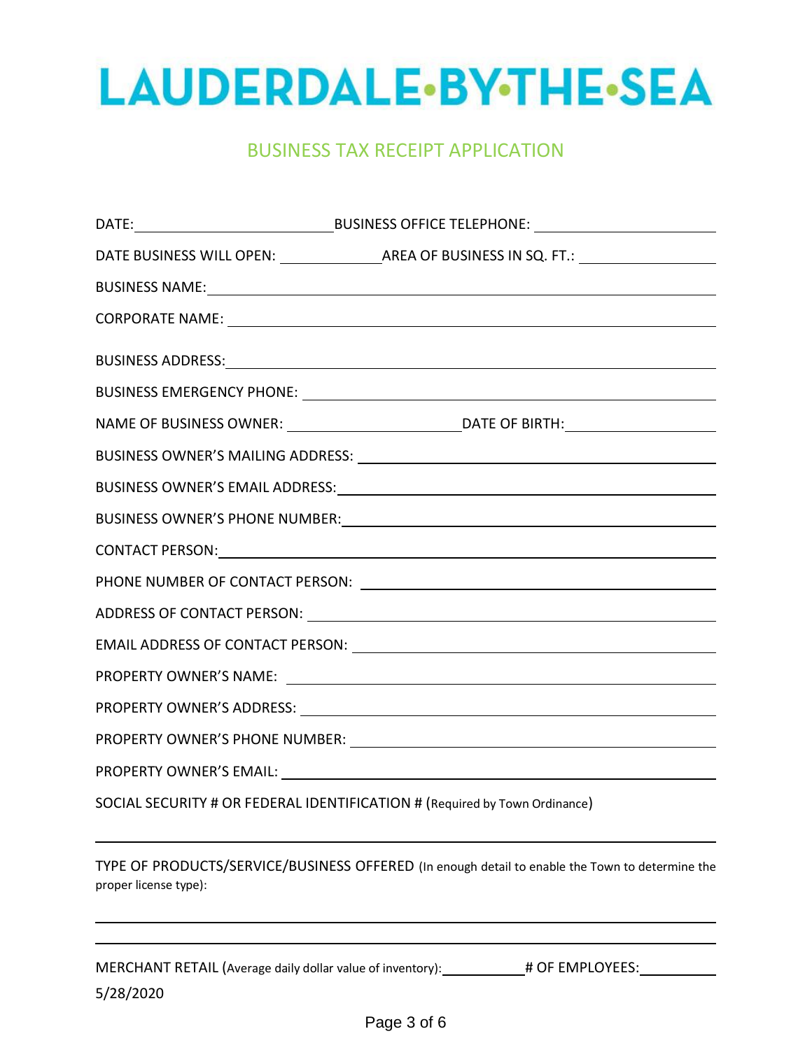# LAUDERDALE•BY•THE•SEA

## BUSINESS TAX RECEIPT APPLICATION

DATE: ____________________ BUSINESS OFFICE TELEPHONE: ____________________

DATE BUSINESS WILL OPEN: ____________ AREA OF BUSINESS IN SQ. FT.: ____________

BUSINESS NAME: ________________________________________

CORPORATE NAME: ________________________________________

BUSINESS ADDRESS: ________________________________________

BUSINESS EMERGENCY PHONE: ________________________________________

NAME OF BUSINESS OWNER: ____________________ DATE OF BIRTH: ____________

BUSINESS OWNER'S MAILING ADDRESS: ________________________________________

BUSINESS OWNER'S EMAIL ADDRESS: ________________________________________

BUSINESS OWNER'S PHONE NUMBER: ________________________________________

CONTACT PERSON: ________________________________________

PHONE NUMBER OF CONTACT PERSON: ________________________________________

ADDRESS OF CONTACT PERSON: ________________________________________

EMAIL ADDRESS OF CONTACT PERSON: ________________________________________

PROPERTY OWNER'S NAME: ________________________________________

PROPERTY OWNER'S ADDRESS: ________________________________________

PROPERTY OWNER'S PHONE NUMBER: ________________________________________

PROPERTY OWNER'S EMAIL: ________________________________________

SOCIAL SECURITY # OR FEDERAL IDENTIFICATION # (Required by Town Ordinance)

________________________________________

TYPE OF PRODUCTS/SERVICE/BUSINESS OFFERED (In enough detail to enable the Town to determine the proper license type):

________________________________________

________________________________________

MERCHANT RETAIL (Average daily dollar value of inventory): ____________ # OF EMPLOYEES: ____________

5/28/2020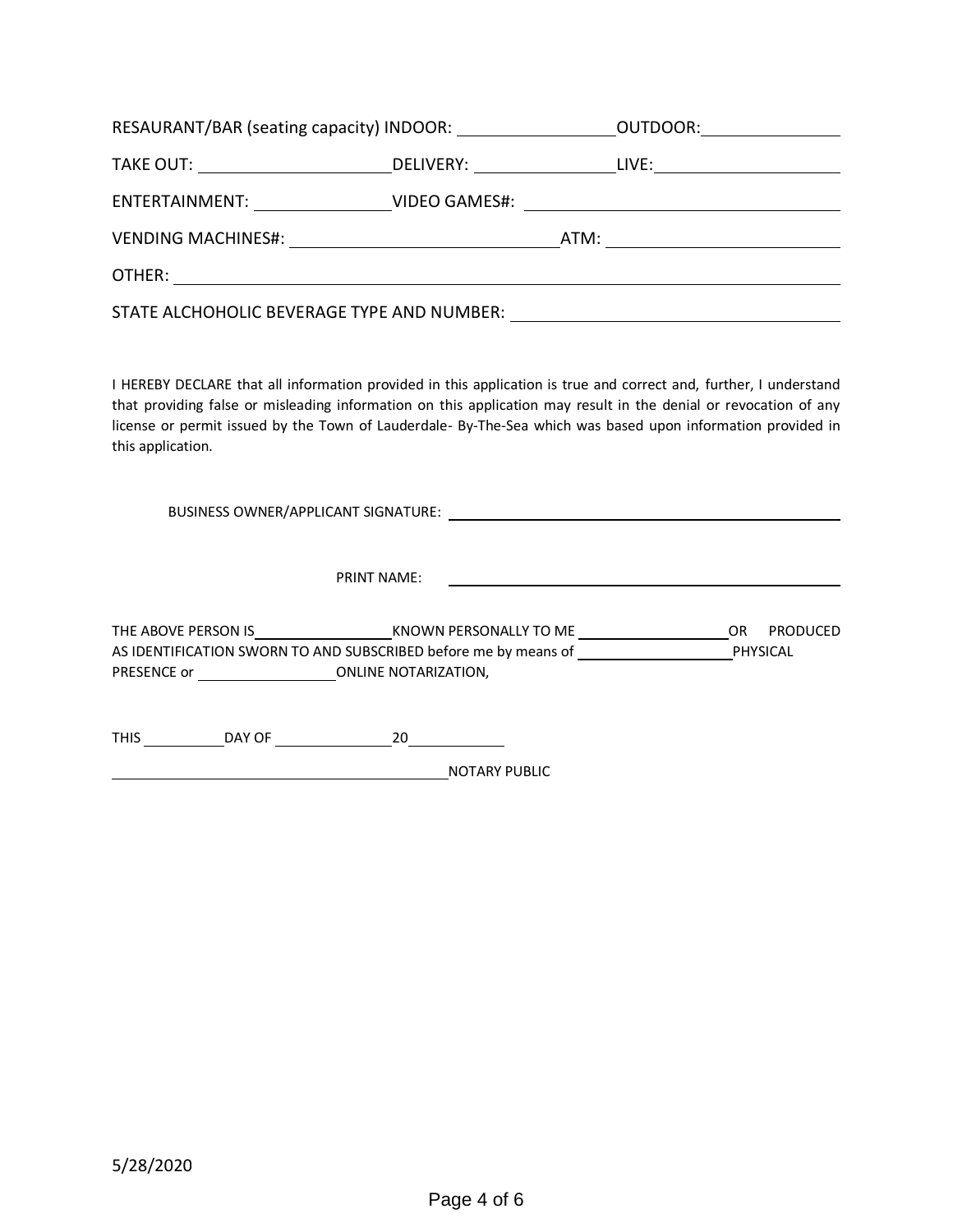RESAURANT/BAR (seating capacity) INDOOR: ________________ OUTDOOR: ______________

TAKE OUT: ____________________ DELIVERY: ______________ LIVE: ___________________

ENTERTAINMENT: ______________ VIDEO GAMES#: ________________________________

VENDING MACHINES#: ____________________________ ATM: ________________________

OTHER: ___________________________________________________________________

STATE ALCHOHOLIC BEVERAGE TYPE AND NUMBER: __________________________________

I HEREBY DECLARE that all information provided in this application is true and correct and, further, I understand that providing false or misleading information on this application may result in the denial or revocation of any license or permit issued by the Town of Lauderdale- By-The-Sea which was based upon information provided in this application.

BUSINESS OWNER/APPLICANT SIGNATURE: ____________________________________________

PRINT NAME: ____________________________________________

THE ABOVE PERSON IS ________________ KNOWN PERSONALLY TO ME __________________ OR PRODUCED AS IDENTIFICATION SWORN TO AND SUBSCRIBED before me by means of __________________ PHYSICAL PRESENCE or ________________ ONLINE NOTARIZATION,

THIS __________ DAY OF ______________ 20____________

________________________________________ NOTARY PUBLIC

5/28/2020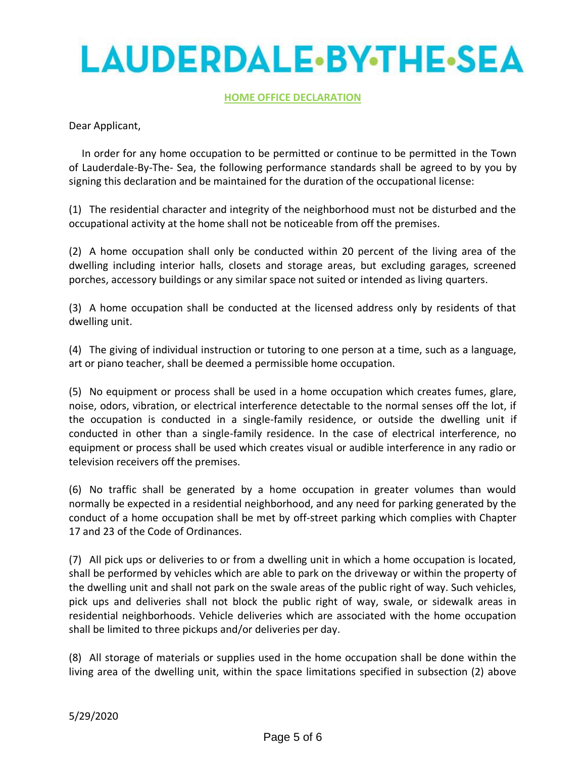# LAUDERDALE•BY•THE•SEA

## HOME OFFICE DECLARATION

Dear Applicant,

In order for any home occupation to be permitted or continue to be permitted in the Town of Lauderdale-By-The- Sea, the following performance standards shall be agreed to by you by signing this declaration and be maintained for the duration of the occupational license:

(1) The residential character and integrity of the neighborhood must not be disturbed and the occupational activity at the home shall not be noticeable from off the premises.

(2) A home occupation shall only be conducted within 20 percent of the living area of the dwelling including interior halls, closets and storage areas, but excluding garages, screened porches, accessory buildings or any similar space not suited or intended as living quarters.

(3) A home occupation shall be conducted at the licensed address only by residents of that dwelling unit.

(4) The giving of individual instruction or tutoring to one person at a time, such as a language, art or piano teacher, shall be deemed a permissible home occupation.

(5) No equipment or process shall be used in a home occupation which creates fumes, glare, noise, odors, vibration, or electrical interference detectable to the normal senses off the lot, if the occupation is conducted in a single-family residence, or outside the dwelling unit if conducted in other than a single-family residence. In the case of electrical interference, no equipment or process shall be used which creates visual or audible interference in any radio or television receivers off the premises.

(6) No traffic shall be generated by a home occupation in greater volumes than would normally be expected in a residential neighborhood, and any need for parking generated by the conduct of a home occupation shall be met by off-street parking which complies with Chapter 17 and 23 of the Code of Ordinances.

(7) All pick ups or deliveries to or from a dwelling unit in which a home occupation is located, shall be performed by vehicles which are able to park on the driveway or within the property of the dwelling unit and shall not park on the swale areas of the public right of way. Such vehicles, pick ups and deliveries shall not block the public right of way, swale, or sidewalk areas in residential neighborhoods. Vehicle deliveries which are associated with the home occupation shall be limited to three pickups and/or deliveries per day.

(8) All storage of materials or supplies used in the home occupation shall be done within the living area of the dwelling unit, within the space limitations specified in subsection (2) above

5/29/2020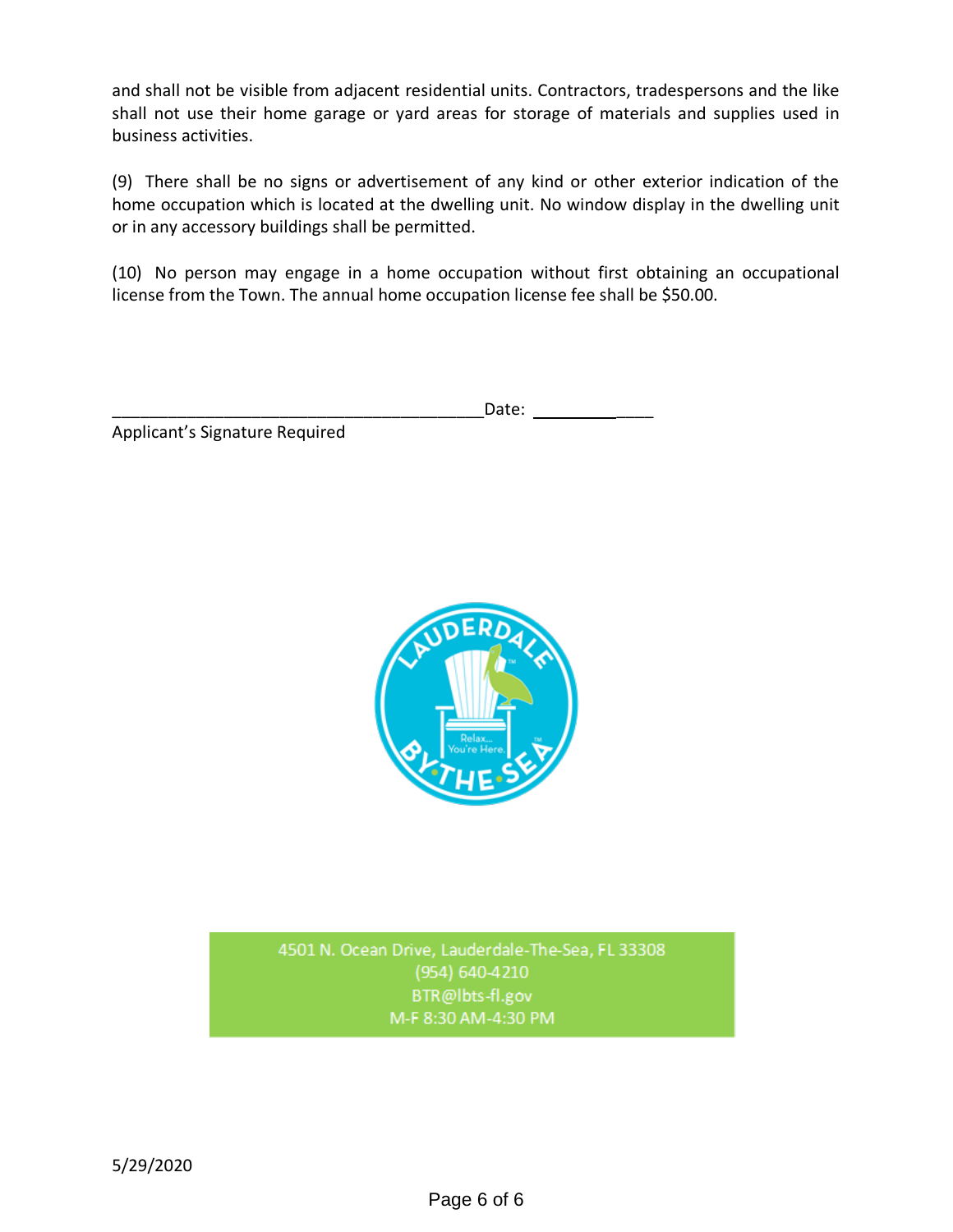and shall not be visible from adjacent residential units. Contractors, tradespersons and the like shall not use their home garage or yard areas for storage of materials and supplies used in business activities.

(9) There shall be no signs or advertisement of any kind or other exterior indication of the home occupation which is located at the dwelling unit. No window display in the dwelling unit or in any accessory buildings shall be permitted.

(10) No person may engage in a home occupation without first obtaining an occupational license from the Town. The annual home occupation license fee shall be $50.00.

_________________________________________Date: ______________

Applicant's Signature Required

4501 N. Ocean Drive, Lauderdale-The-Sea, FL 33308
(954) 640-4210
BTR@lbts-fl.gov
M-F 8:30 AM-4:30 PM

5/29/2020